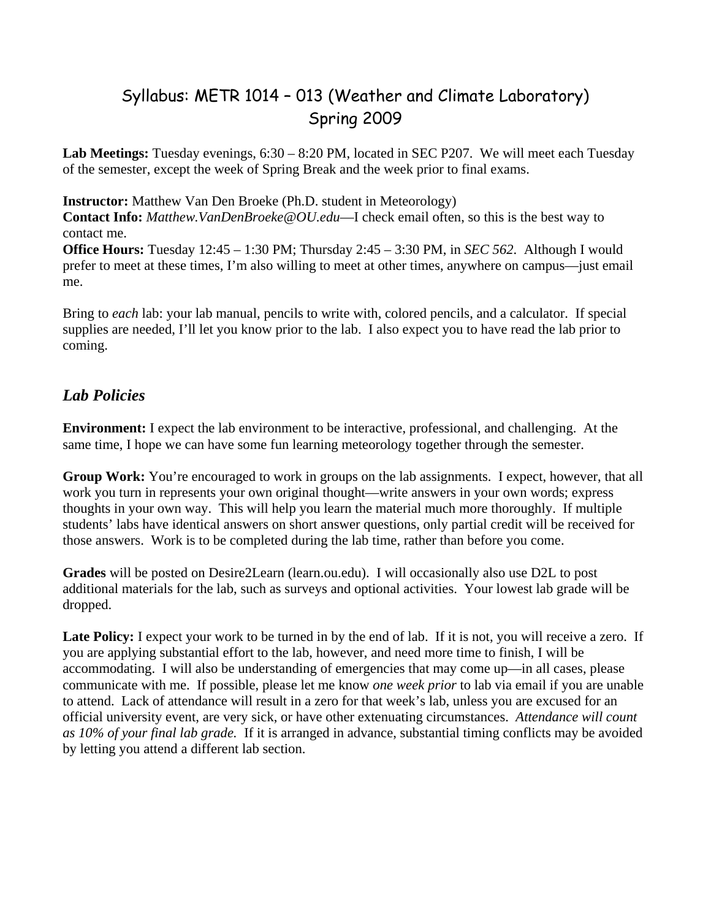# Syllabus: METR 1014 – 013 (Weather and Climate Laboratory)
# Spring 2009

**Lab Meetings:** Tuesday evenings, 6:30 – 8:20 PM, located in SEC P207. We will meet each Tuesday of the semester, except the week of Spring Break and the week prior to final exams.

**Instructor:** Matthew Van Den Broeke (Ph.D. student in Meteorology)
**Contact Info:** *Matthew.VanDenBroeke@OU.edu*—I check email often, so this is the best way to contact me.
**Office Hours:** Tuesday 12:45 – 1:30 PM; Thursday 2:45 – 3:30 PM, in *SEC 562*. Although I would prefer to meet at these times, I'm also willing to meet at other times, anywhere on campus—just email me.

Bring to *each* lab: your lab manual, pencils to write with, colored pencils, and a calculator. If special supplies are needed, I'll let you know prior to the lab. I also expect you to have read the lab prior to coming.

## *Lab Policies*

**Environment:** I expect the lab environment to be interactive, professional, and challenging. At the same time, I hope we can have some fun learning meteorology together through the semester.

**Group Work:** You're encouraged to work in groups on the lab assignments. I expect, however, that all work you turn in represents your own original thought—write answers in your own words; express thoughts in your own way. This will help you learn the material much more thoroughly. If multiple students' labs have identical answers on short answer questions, only partial credit will be received for those answers. Work is to be completed during the lab time, rather than before you come.

**Grades** will be posted on Desire2Learn (learn.ou.edu). I will occasionally also use D2L to post additional materials for the lab, such as surveys and optional activities. Your lowest lab grade will be dropped.

**Late Policy:** I expect your work to be turned in by the end of lab. If it is not, you will receive a zero. If you are applying substantial effort to the lab, however, and need more time to finish, I will be accommodating. I will also be understanding of emergencies that may come up—in all cases, please communicate with me. If possible, please let me know *one week prior* to lab via email if you are unable to attend. Lack of attendance will result in a zero for that week's lab, unless you are excused for an official university event, are very sick, or have other extenuating circumstances. *Attendance will count as 10% of your final lab grade.* If it is arranged in advance, substantial timing conflicts may be avoided by letting you attend a different lab section.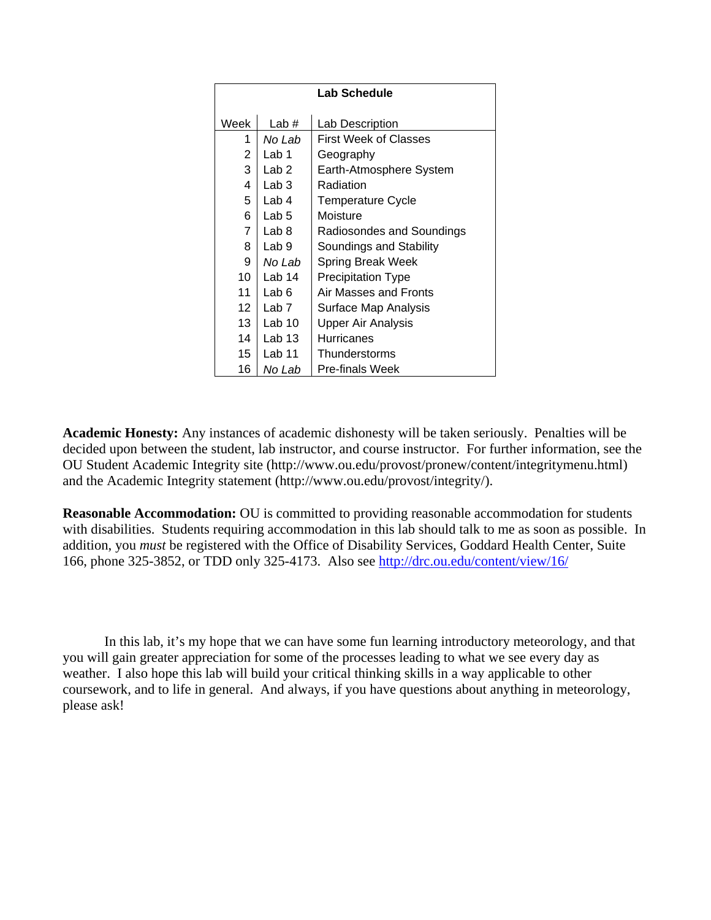**Lab Schedule**

| Week | Lab # | Lab Description |
|---|---|---|
| 1 | *No Lab* | First Week of Classes |
| 2 | Lab 1 | Geography |
| 3 | Lab 2 | Earth-Atmosphere System |
| 4 | Lab 3 | Radiation |
| 5 | Lab 4 | Temperature Cycle |
| 6 | Lab 5 | Moisture |
| 7 | Lab 8 | Radiosondes and Soundings |
| 8 | Lab 9 | Soundings and Stability |
| 9 | *No Lab* | Spring Break Week |
| 10 | Lab 14 | Precipitation Type |
| 11 | Lab 6 | Air Masses and Fronts |
| 12 | Lab 7 | Surface Map Analysis |
| 13 | Lab 10 | Upper Air Analysis |
| 14 | Lab 13 | Hurricanes |
| 15 | Lab 11 | Thunderstorms |
| 16 | *No Lab* | Pre-finals Week |

**Academic Honesty:** Any instances of academic dishonesty will be taken seriously. Penalties will be decided upon between the student, lab instructor, and course instructor. For further information, see the OU Student Academic Integrity site (http://www.ou.edu/provost/pronew/content/integritymenu.html) and the Academic Integrity statement (http://www.ou.edu/provost/integrity/).

**Reasonable Accommodation:** OU is committed to providing reasonable accommodation for students with disabilities. Students requiring accommodation in this lab should talk to me as soon as possible. In addition, you *must* be registered with the Office of Disability Services, Goddard Health Center, Suite 166, phone 325-3852, or TDD only 325-4173. Also see http://drc.ou.edu/content/view/16/

In this lab, it's my hope that we can have some fun learning introductory meteorology, and that you will gain greater appreciation for some of the processes leading to what we see every day as weather. I also hope this lab will build your critical thinking skills in a way applicable to other coursework, and to life in general. And always, if you have questions about anything in meteorology, please ask!